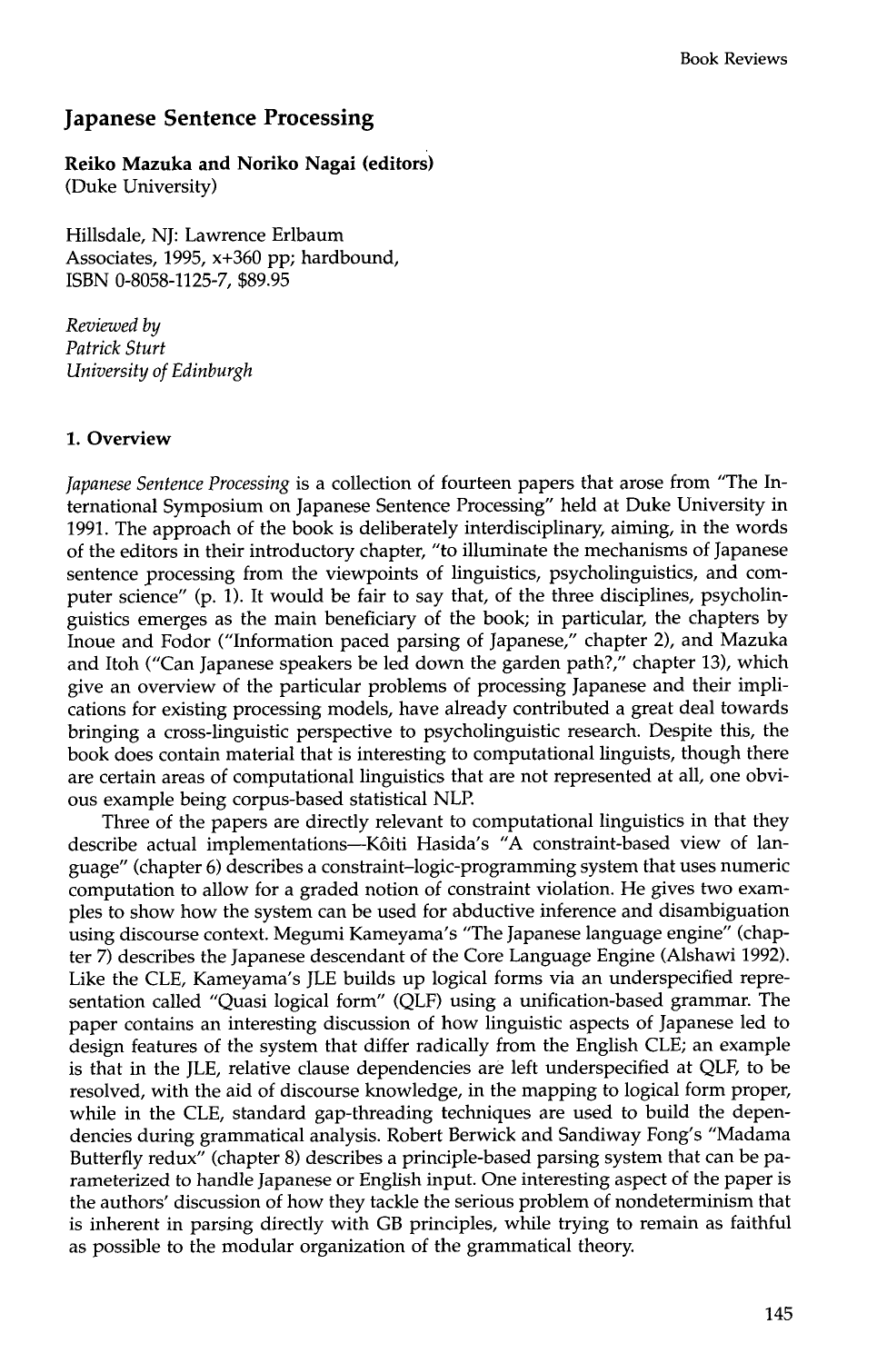# Japanese Sentence Processing

**Reiko Mazuka and Noriko Nagai (editors)**
(Duke University)

Hillsdale, NJ: Lawrence Erlbaum Associates, 1995, x+360 pp; hardbound, ISBN 0-8058-1125-7, $89.95

*Reviewed by*
*Patrick Sturt*
*University of Edinburgh*

## 1. Overview

*Japanese Sentence Processing* is a collection of fourteen papers that arose from "The International Symposium on Japanese Sentence Processing" held at Duke University in 1991. The approach of the book is deliberately interdisciplinary, aiming, in the words of the editors in their introductory chapter, "to illuminate the mechanisms of Japanese sentence processing from the viewpoints of linguistics, psycholinguistics, and computer science" (p. 1). It would be fair to say that, of the three disciplines, psycholinguistics emerges as the main beneficiary of the book; in particular, the chapters by Inoue and Fodor ("Information paced parsing of Japanese," chapter 2), and Mazuka and Itoh ("Can Japanese speakers be led down the garden path?," chapter 13), which give an overview of the particular problems of processing Japanese and their implications for existing processing models, have already contributed a great deal towards bringing a cross-linguistic perspective to psycholinguistic research. Despite this, the book does contain material that is interesting to computational linguists, though there are certain areas of computational linguistics that are not represented at all, one obvious example being corpus-based statistical NLP.

Three of the papers are directly relevant to computational linguistics in that they describe actual implementations—Kôiti Hasida's "A constraint-based view of language" (chapter 6) describes a constraint–logic-programming system that uses numeric computation to allow for a graded notion of constraint violation. He gives two examples to show how the system can be used for abductive inference and disambiguation using discourse context. Megumi Kameyama's "The Japanese language engine" (chapter 7) describes the Japanese descendant of the Core Language Engine (Alshawi 1992). Like the CLE, Kameyama's JLE builds up logical forms via an underspecified representation called "Quasi logical form" (QLF) using a unification-based grammar. The paper contains an interesting discussion of how linguistic aspects of Japanese led to design features of the system that differ radically from the English CLE; an example is that in the JLE, relative clause dependencies are left underspecified at QLF, to be resolved, with the aid of discourse knowledge, in the mapping to logical form proper, while in the CLE, standard gap-threading techniques are used to build the dependencies during grammatical analysis. Robert Berwick and Sandiway Fong's "Madama Butterfly redux" (chapter 8) describes a principle-based parsing system that can be parameterized to handle Japanese or English input. One interesting aspect of the paper is the authors' discussion of how they tackle the serious problem of nondeterminism that is inherent in parsing directly with GB principles, while trying to remain as faithful as possible to the modular organization of the grammatical theory.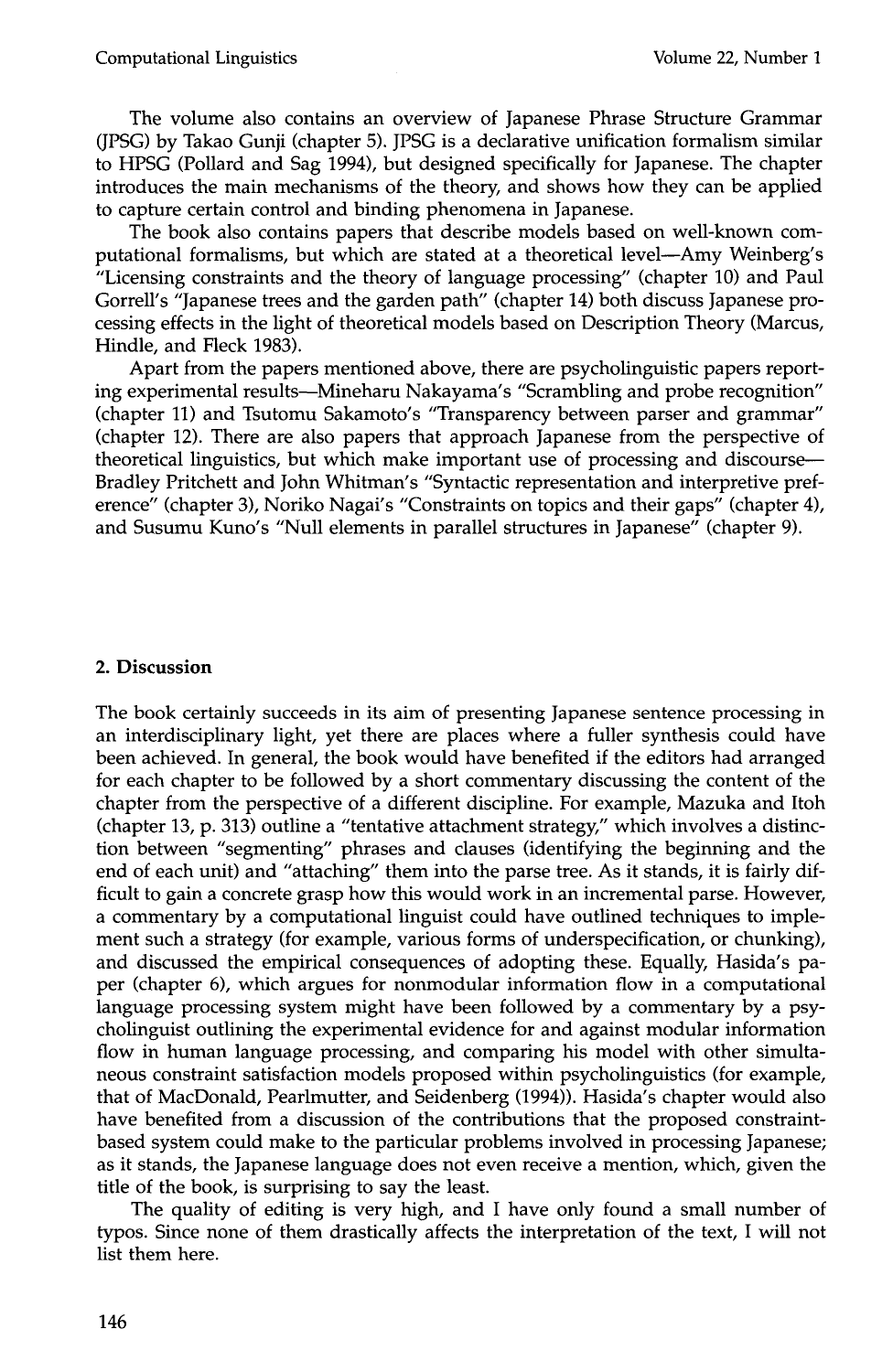The volume also contains an overview of Japanese Phrase Structure Grammar (JPSG) by Takao Gunji (chapter 5). JPSG is a declarative unification formalism similar to HPSG (Pollard and Sag 1994), but designed specifically for Japanese. The chapter introduces the main mechanisms of the theory, and shows how they can be applied to capture certain control and binding phenomena in Japanese.

The book also contains papers that describe models based on well-known computational formalisms, but which are stated at a theoretical level—Amy Weinberg's "Licensing constraints and the theory of language processing" (chapter 10) and Paul Gorrell's "Japanese trees and the garden path" (chapter 14) both discuss Japanese processing effects in the light of theoretical models based on Description Theory (Marcus, Hindle, and Fleck 1983).

Apart from the papers mentioned above, there are psycholinguistic papers reporting experimental results—Mineharu Nakayama's "Scrambling and probe recognition" (chapter 11) and Tsutomu Sakamoto's "Transparency between parser and grammar" (chapter 12). There are also papers that approach Japanese from the perspective of theoretical linguistics, but which make important use of processing and discourse—Bradley Pritchett and John Whitman's "Syntactic representation and interpretive preference" (chapter 3), Noriko Nagai's "Constraints on topics and their gaps" (chapter 4), and Susumu Kuno's "Null elements in parallel structures in Japanese" (chapter 9).

## 2. Discussion

The book certainly succeeds in its aim of presenting Japanese sentence processing in an interdisciplinary light, yet there are places where a fuller synthesis could have been achieved. In general, the book would have benefited if the editors had arranged for each chapter to be followed by a short commentary discussing the content of the chapter from the perspective of a different discipline. For example, Mazuka and Itoh (chapter 13, p. 313) outline a "tentative attachment strategy," which involves a distinction between "segmenting" phrases and clauses (identifying the beginning and the end of each unit) and "attaching" them into the parse tree. As it stands, it is fairly difficult to gain a concrete grasp how this would work in an incremental parse. However, a commentary by a computational linguist could have outlined techniques to implement such a strategy (for example, various forms of underspecification, or chunking), and discussed the empirical consequences of adopting these. Equally, Hasida's paper (chapter 6), which argues for nonmodular information flow in a computational language processing system might have been followed by a commentary by a psycholinguist outlining the experimental evidence for and against modular information flow in human language processing, and comparing his model with other simultaneous constraint satisfaction models proposed within psycholinguistics (for example, that of MacDonald, Pearlmutter, and Seidenberg (1994)). Hasida's chapter would also have benefited from a discussion of the contributions that the proposed constraint-based system could make to the particular problems involved in processing Japanese; as it stands, the Japanese language does not even receive a mention, which, given the title of the book, is surprising to say the least.

The quality of editing is very high, and I have only found a small number of typos. Since none of them drastically affects the interpretation of the text, I will not list them here.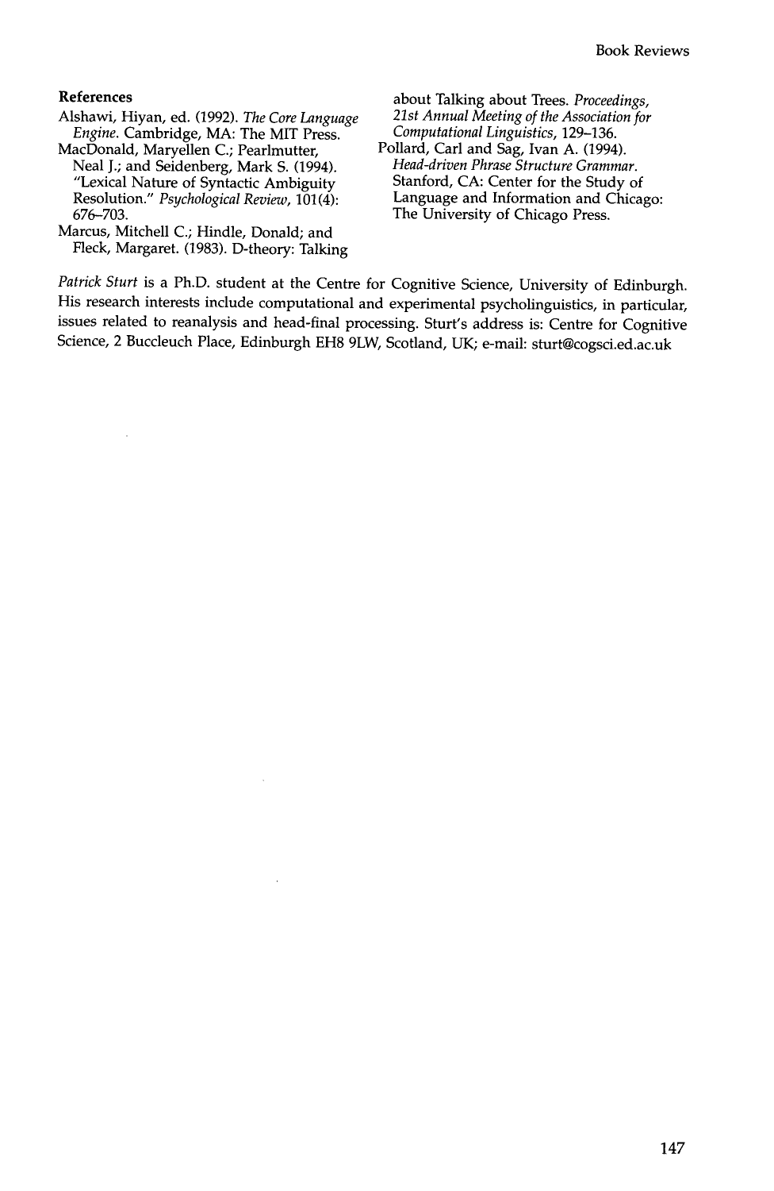**References**

Alshawi, Hiyan, ed. (1992). *The Core Language Engine*. Cambridge, MA: The MIT Press.

MacDonald, Maryellen C.; Pearlmutter, Neal J.; and Seidenberg, Mark S. (1994). "Lexical Nature of Syntactic Ambiguity Resolution." *Psychological Review*, 101(4): 676–703.

Marcus, Mitchell C.; Hindle, Donald; and Fleck, Margaret. (1983). D-theory: Talking about Talking about Trees. *Proceedings, 21st Annual Meeting of the Association for Computational Linguistics*, 129–136.

Pollard, Carl and Sag, Ivan A. (1994). *Head-driven Phrase Structure Grammar*. Stanford, CA: Center for the Study of Language and Information and Chicago: The University of Chicago Press.

*Patrick Sturt* is a Ph.D. student at the Centre for Cognitive Science, University of Edinburgh. His research interests include computational and experimental psycholinguistics, in particular, issues related to reanalysis and head-final processing. Sturt's address is: Centre for Cognitive Science, 2 Buccleuch Place, Edinburgh EH8 9LW, Scotland, UK; e-mail: sturt@cogsci.ed.ac.uk